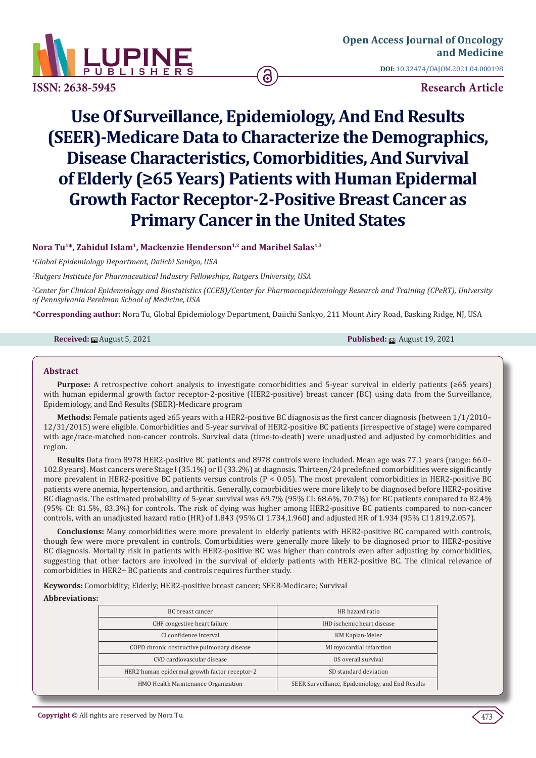Open Access Journal of Oncology and Medicine

DOI: 10.32474/OAJOM.2021.04.000198

ISSN: 2638-5945

Research Article

# Use Of Surveillance, Epidemiology, And End Results (SEER)-Medicare Data to Characterize the Demographics, Disease Characteristics, Comorbidities, And Survival of Elderly (≥65 Years) Patients with Human Epidermal Growth Factor Receptor-2-Positive Breast Cancer as Primary Cancer in the United States

**Nora Tu[1]*, Zahidul Islam[1], Mackenzie Henderson[1,2] and Maribel Salas[1,3]**

*[1]Global Epidemiology Department, Daiichi Sankyo, USA*

*[2]Rutgers Institute for Pharmaceutical Industry Fellowships, Rutgers University, USA*

*[3]Center for Clinical Epidemiology and Biostatistics (CCEB)/Center for Pharmacoepidemiology Research and Training (CPeRT), University of Pennsylvania Perelman School of Medicine, USA*

**\*Corresponding author:** Nora Tu, Global Epidemiology Department, Daiichi Sankyo, 211 Mount Airy Road, Basking Ridge, NJ, USA

**Received:** August 5, 2021 **Published:** August 19, 2021

## Abstract

**Purpose:** A retrospective cohort analysis to investigate comorbidities and 5-year survival in elderly patients (≥65 years) with human epidermal growth factor receptor-2-positive (HER2-positive) breast cancer (BC) using data from the Surveillance, Epidemiology, and End Results (SEER)-Medicare program

**Methods:** Female patients aged ≥65 years with a HER2-positive BC diagnosis as the first cancer diagnosis (between 1/1/2010–12/31/2015) were eligible. Comorbidities and 5-year survival of HER2-positive BC patients (irrespective of stage) were compared with age/race-matched non-cancer controls. Survival data (time-to-death) were unadjusted and adjusted by comorbidities and region.

**Results** Data from 8978 HER2-positive BC patients and 8978 controls were included. Mean age was 77.1 years (range: 66.0–102.8 years). Most cancers were Stage I (35.1%) or II (33.2%) at diagnosis. Thirteen/24 predefined comorbidities were significantly more prevalent in HER2-positive BC patients versus controls ($P < 0.05$). The most prevalent comorbidities in HER2-positive BC patients were anemia, hypertension, and arthritis. Generally, comorbidities were more likely to be diagnosed before HER2-positive BC diagnosis. The estimated probability of 5-year survival was 69.7% (95% CI: 68.6%, 70.7%) for BC patients compared to 82.4% (95% CI: 81.5%, 83.3%) for controls. The risk of dying was higher among HER2-positive BC patients compared to non-cancer controls, with an unadjusted hazard ratio (HR) of 1.843 (95% CI 1.734,1.960) and adjusted HR of 1.934 (95% CI 1.819,2.057).

**Conclusions:** Many comorbidities were more prevalent in elderly patients with HER2-positive BC compared with controls, though few were more prevalent in controls. Comorbidities were generally more likely to be diagnosed prior to HER2-positive BC diagnosis. Mortality risk in patients with HER2-positive BC was higher than controls even after adjusting by comorbidities, suggesting that other factors are involved in the survival of elderly patients with HER2-positive BC. The clinical relevance of comorbidities in HER2+ BC patients and controls requires further study.

**Keywords:** Comorbidity; Elderly; HER2-positive breast cancer; SEER-Medicare; Survival

**Abbreviations:**

| | |
|---|---|
| BC breast cancer | HR hazard ratio |
| CHF congestive heart failure | IHD ischemic heart disease |
| CI confidence interval | KM Kaplan-Meier |
| COPD chronic obstructive pulmonary disease | MI myocardial infarction |
| CVD cardiovascular disease | OS overall survival |
| HER2 human epidermal growth factor receptor-2 | SD standard deviation |
| HMO Health Maintenance Organization | SEER Surveillance, Epidemiology, and End Results |

**Copyright ©** All rights are reserved by Nora Tu.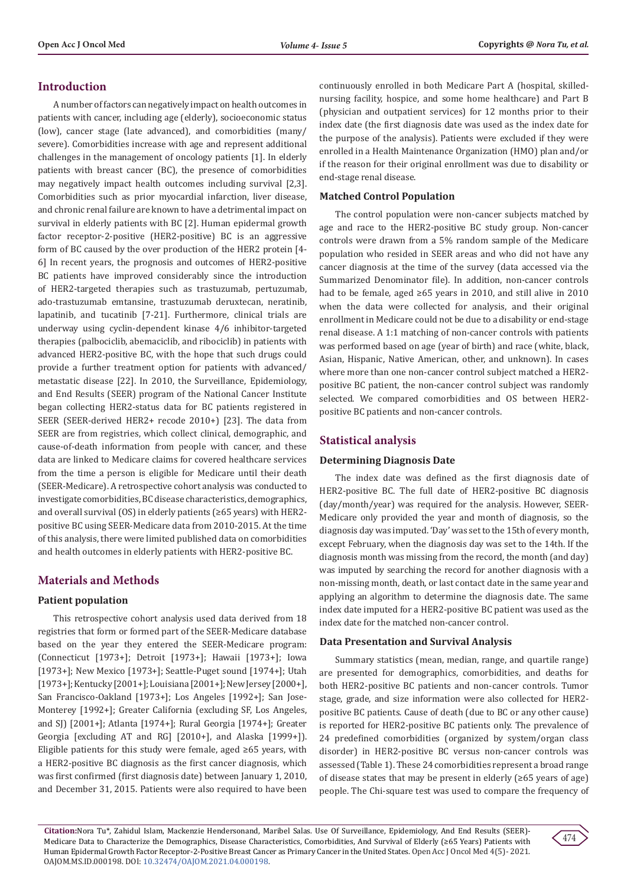## Introduction

A number of factors can negatively impact on health outcomes in patients with cancer, including age (elderly), socioeconomic status (low), cancer stage (late advanced), and comorbidities (many/severe). Comorbidities increase with age and represent additional challenges in the management of oncology patients [1]. In elderly patients with breast cancer (BC), the presence of comorbidities may negatively impact health outcomes including survival [2,3]. Comorbidities such as prior myocardial infarction, liver disease, and chronic renal failure are known to have a detrimental impact on survival in elderly patients with BC [2]. Human epidermal growth factor receptor-2-positive (HER2-positive) BC is an aggressive form of BC caused by the over production of the HER2 protein [4-6] In recent years, the prognosis and outcomes of HER2-positive BC patients have improved considerably since the introduction of HER2-targeted therapies such as trastuzumab, pertuzumab, ado-trastuzumab emtansine, trastuzumab deruxtecan, neratinib, lapatinib, and tucatinib [7-21]. Furthermore, clinical trials are underway using cyclin-dependent kinase 4/6 inhibitor-targeted therapies (palbociclib, abemaciclib, and ribociclib) in patients with advanced HER2-positive BC, with the hope that such drugs could provide a further treatment option for patients with advanced/metastatic disease [22]. In 2010, the Surveillance, Epidemiology, and End Results (SEER) program of the National Cancer Institute began collecting HER2-status data for BC patients registered in SEER (SEER-derived HER2+ recode 2010+) [23]. The data from SEER are from registries, which collect clinical, demographic, and cause-of-death information from people with cancer, and these data are linked to Medicare claims for covered healthcare services from the time a person is eligible for Medicare until their death (SEER-Medicare). A retrospective cohort analysis was conducted to investigate comorbidities, BC disease characteristics, demographics, and overall survival (OS) in elderly patients (≥65 years) with HER2-positive BC using SEER-Medicare data from 2010-2015. At the time of this analysis, there were limited published data on comorbidities and health outcomes in elderly patients with HER2-positive BC.

## Materials and Methods

### Patient population

This retrospective cohort analysis used data derived from 18 registries that form or formed part of the SEER-Medicare database based on the year they entered the SEER-Medicare program: (Connecticut [1973+]; Detroit [1973+]; Hawaii [1973+]; Iowa [1973+]; New Mexico [1973+]; Seattle-Puget sound [1974+]; Utah [1973+]; Kentucky [2001+]; Louisiana [2001+]; New Jersey [2000+], San Francisco-Oakland [1973+]; Los Angeles [1992+]; San Jose-Monterey [1992+]; Greater California (excluding SF, Los Angeles, and SJ) [2001+]; Atlanta [1974+]; Rural Georgia [1974+]; Greater Georgia [excluding AT and RG] [2010+], and Alaska [1999+]). Eligible patients for this study were female, aged ≥65 years, with a HER2-positive BC diagnosis as the first cancer diagnosis, which was first confirmed (first diagnosis date) between January 1, 2010, and December 31, 2015. Patients were also required to have been continuously enrolled in both Medicare Part A (hospital, skilled-nursing facility, hospice, and some home healthcare) and Part B (physician and outpatient services) for 12 months prior to their index date (the first diagnosis date was used as the index date for the purpose of the analysis). Patients were excluded if they were enrolled in a Health Maintenance Organization (HMO) plan and/or if the reason for their original enrollment was due to disability or end-stage renal disease.

### Matched Control Population

The control population were non-cancer subjects matched by age and race to the HER2-positive BC study group. Non-cancer controls were drawn from a 5% random sample of the Medicare population who resided in SEER areas and who did not have any cancer diagnosis at the time of the survey (data accessed via the Summarized Denominator file). In addition, non-cancer controls had to be female, aged ≥65 years in 2010, and still alive in 2010 when the data were collected for analysis, and their original enrollment in Medicare could not be due to a disability or end-stage renal disease. A 1:1 matching of non-cancer controls with patients was performed based on age (year of birth) and race (white, black, Asian, Hispanic, Native American, other, and unknown). In cases where more than one non-cancer control subject matched a HER2-positive BC patient, the non-cancer control subject was randomly selected. We compared comorbidities and OS between HER2-positive BC patients and non-cancer controls.

## Statistical analysis

### Determining Diagnosis Date

The index date was defined as the first diagnosis date of HER2-positive BC. The full date of HER2-positive BC diagnosis (day/month/year) was required for the analysis. However, SEER-Medicare only provided the year and month of diagnosis, so the diagnosis day was imputed. 'Day' was set to the 15th of every month, except February, when the diagnosis day was set to the 14th. If the diagnosis month was missing from the record, the month (and day) was imputed by searching the record for another diagnosis with a non-missing month, death, or last contact date in the same year and applying an algorithm to determine the diagnosis date. The same index date imputed for a HER2-positive BC patient was used as the index date for the matched non-cancer control.

### Data Presentation and Survival Analysis

Summary statistics (mean, median, range, and quartile range) are presented for demographics, comorbidities, and deaths for both HER2-positive BC patients and non-cancer controls. Tumor stage, grade, and size information were also collected for HER2-positive BC patients. Cause of death (due to BC or any other cause) is reported for HER2-positive BC patients only. The prevalence of 24 predefined comorbidities (organized by system/organ class disorder) in HER2-positive BC versus non-cancer controls was assessed (Table 1). These 24 comorbidities represent a broad range of disease states that may be present in elderly (≥65 years of age) people. The Chi-square test was used to compare the frequency of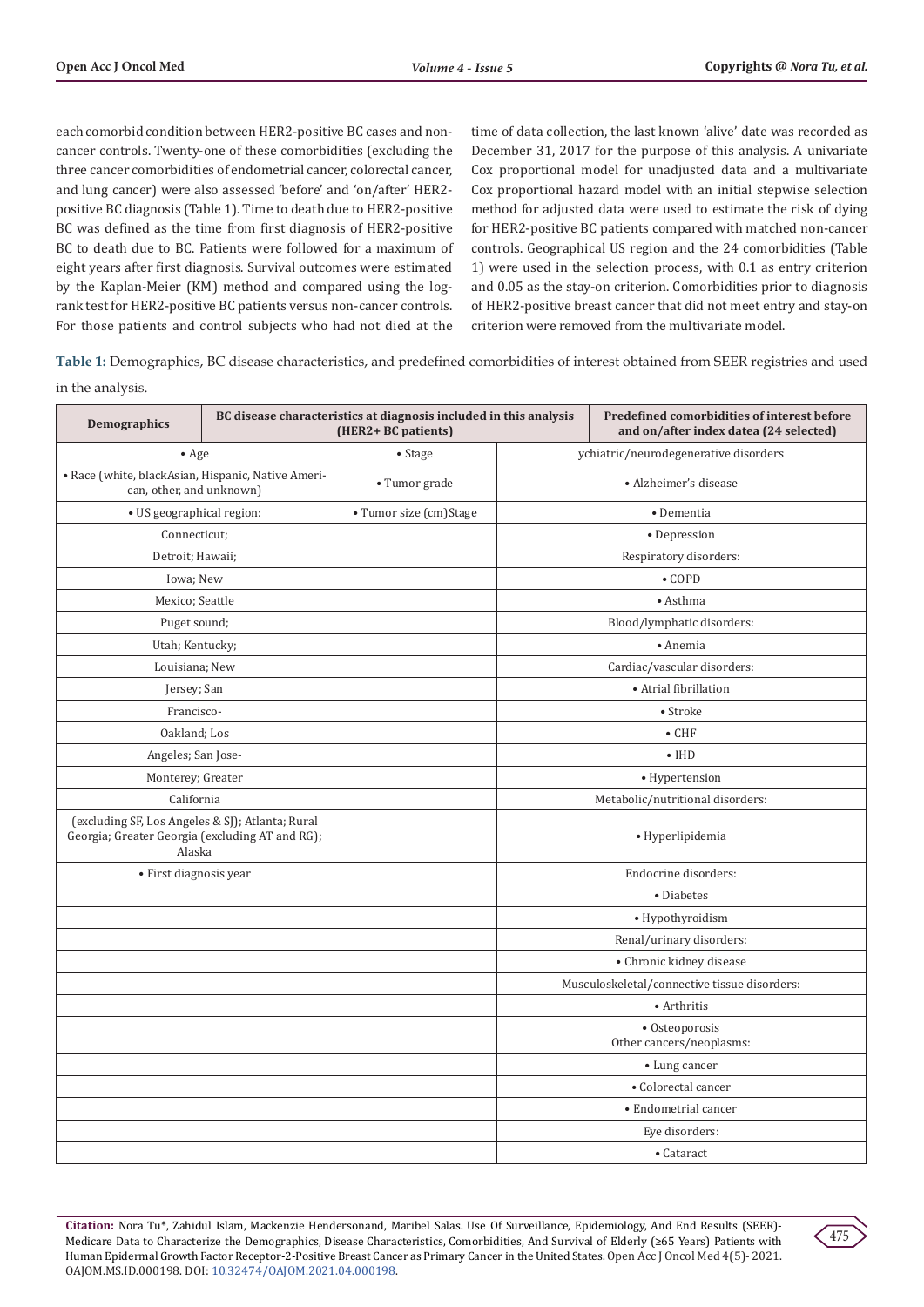each comorbid condition between HER2-positive BC cases and non-cancer controls. Twenty-one of these comorbidities (excluding the three cancer comorbidities of endometrial cancer, colorectal cancer, and lung cancer) were also assessed 'before' and 'on/after' HER2-positive BC diagnosis (Table 1). Time to death due to HER2-positive BC was defined as the time from first diagnosis of HER2-positive BC to death due to BC. Patients were followed for a maximum of eight years after first diagnosis. Survival outcomes were estimated by the Kaplan-Meier (KM) method and compared using the log-rank test for HER2-positive BC patients versus non-cancer controls. For those patients and control subjects who had not died at the time of data collection, the last known 'alive' date was recorded as December 31, 2017 for the purpose of this analysis. A univariate Cox proportional model for unadjusted data and a multivariate Cox proportional hazard model with an initial stepwise selection method for adjusted data were used to estimate the risk of dying for HER2-positive BC patients compared with matched non-cancer controls. Geographical US region and the 24 comorbidities (Table 1) were used in the selection process, with 0.1 as entry criterion and 0.05 as the stay-on criterion. Comorbidities prior to diagnosis of HER2-positive breast cancer that did not meet entry and stay-on criterion were removed from the multivariate model.

**Table 1:** Demographics, BC disease characteristics, and predefined comorbidities of interest obtained from SEER registries and used in the analysis.

| Demographics | BC disease characteristics at diagnosis included in this analysis (HER2+ BC patients) | Predefined comorbidities of interest before and on/after index datea (24 selected) |
|---|---|---|
| • Age | • Stage | ychiatric/neurodegenerative disorders |
| • Race (white, blackAsian, Hispanic, Native American, other, and unknown) | • Tumor grade | • Alzheimer's disease |
| • US geographical region: | • Tumor size (cm)Stage | • Dementia |
| Connecticut; | | • Depression |
| Detroit; Hawaii; | | Respiratory disorders: |
| Iowa; New | | • COPD |
| Mexico; Seattle | | • Asthma |
| Puget sound; | | Blood/lymphatic disorders: |
| Utah; Kentucky; | | • Anemia |
| Louisiana; New | | Cardiac/vascular disorders: |
| Jersey; San | | • Atrial fibrillation |
| Francisco- | | • Stroke |
| Oakland; Los | | • CHF |
| Angeles; San Jose- | | • IHD |
| Monterey; Greater | | • Hypertension |
| California | | Metabolic/nutritional disorders: |
| (excluding SF, Los Angeles & SJ); Atlanta; Rural Georgia; Greater Georgia (excluding AT and RG); Alaska | | • Hyperlipidemia |
| • First diagnosis year | | Endocrine disorders: |
| | | • Diabetes |
| | | • Hypothyroidism |
| | | Renal/urinary disorders: |
| | | • Chronic kidney disease |
| | | Musculoskeletal/connective tissue disorders: |
| | | • Arthritis |
| | | • Osteoporosis<br>Other cancers/neoplasms: |
| | | • Lung cancer |
| | | • Colorectal cancer |
| | | • Endometrial cancer |
| | | Eye disorders: |
| | | • Cataract |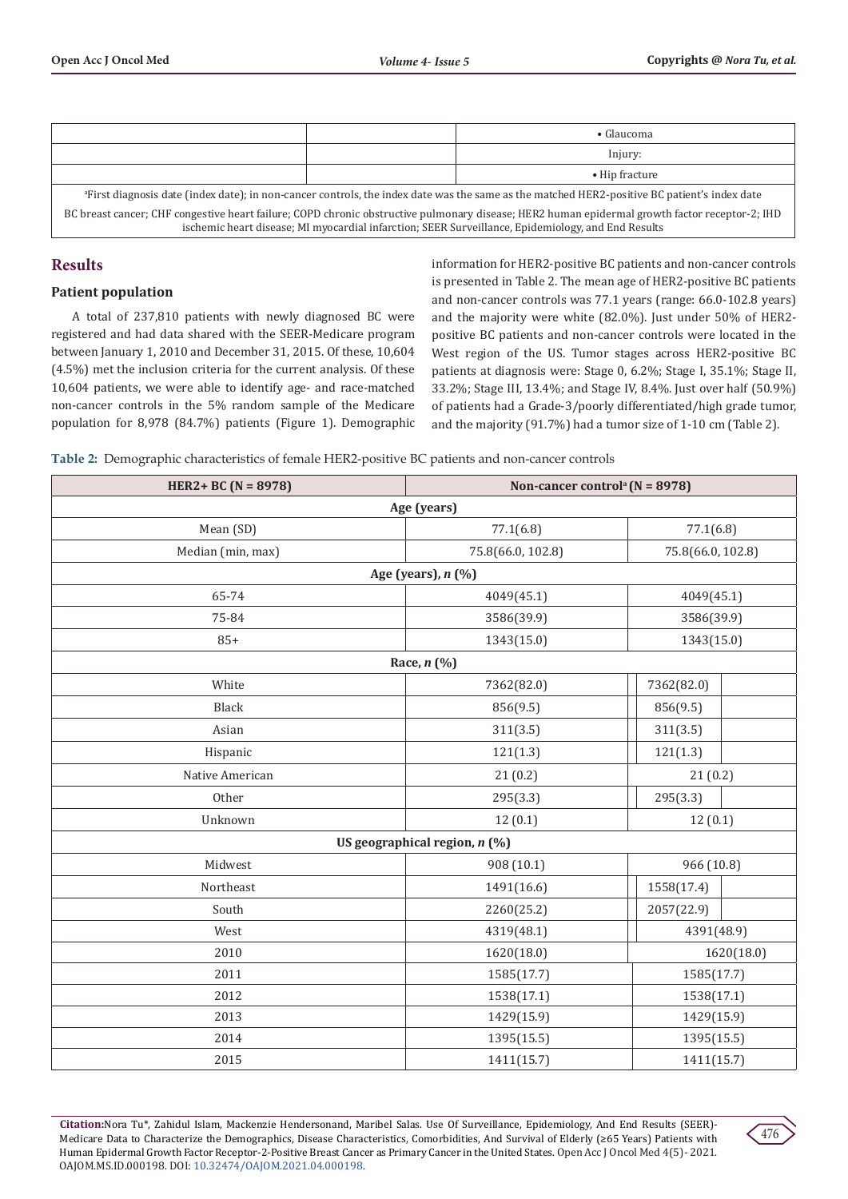|  |  | • Glaucoma |
|---|---|---|
|  |  | Injury: |
|  |  | • Hip fracture |

[a]First diagnosis date (index date); in non-cancer controls, the index date was the same as the matched HER2-positive BC patient's index date

BC breast cancer; CHF congestive heart failure; COPD chronic obstructive pulmonary disease; HER2 human epidermal growth factor receptor-2; IHD ischemic heart disease; MI myocardial infarction; SEER Surveillance, Epidemiology, and End Results

## Results

### Patient population

A total of 237,810 patients with newly diagnosed BC were registered and had data shared with the SEER-Medicare program between January 1, 2010 and December 31, 2015. Of these, 10,604 (4.5%) met the inclusion criteria for the current analysis. Of these 10,604 patients, we were able to identify age- and race-matched non-cancer controls in the 5% random sample of the Medicare population for 8,978 (84.7%) patients (Figure 1). Demographic information for HER2-positive BC patients and non-cancer controls is presented in Table 2. The mean age of HER2-positive BC patients and non-cancer controls was 77.1 years (range: 66.0-102.8 years) and the majority were white (82.0%). Just under 50% of HER2-positive BC patients and non-cancer controls were located in the West region of the US. Tumor stages across HER2-positive BC patients at diagnosis were: Stage 0, 6.2%; Stage I, 35.1%; Stage II, 33.2%; Stage III, 13.4%; and Stage IV, 8.4%. Just over half (50.9%) of patients had a Grade-3/poorly differentiated/high grade tumor, and the majority (91.7%) had a tumor size of 1-10 cm (Table 2).

**Table 2:** Demographic characteristics of female HER2-positive BC patients and non-cancer controls

| HER2+ BC (N = 8978) | Non-cancer control[a] (N = 8978) |  |
|---|---|---|
| **Age (years)** |  |  |
| Mean (SD) | 77.1(6.8) | 77.1(6.8) |
| Median (min, max) | 75.8(66.0, 102.8) | 75.8(66.0, 102.8) |
| **Age (years), *n* (%)** |  |  |
| 65-74 | 4049(45.1) | 4049(45.1) |
| 75-84 | 3586(39.9) | 3586(39.9) |
| 85+ | 1343(15.0) | 1343(15.0) |
| **Race, *n* (%)** |  |  |
| White | 7362(82.0) | 7362(82.0) |
| Black | 856(9.5) | 856(9.5) |
| Asian | 311(3.5) | 311(3.5) |
| Hispanic | 121(1.3) | 121(1.3) |
| Native American | 21 (0.2) | 21 (0.2) |
| Other | 295(3.3) | 295(3.3) |
| Unknown | 12 (0.1) | 12 (0.1) |
| **US geographical region, *n* (%)** |  |  |
| Midwest | 908 (10.1) | 966 (10.8) |
| Northeast | 1491(16.6) | 1558(17.4) |
| South | 2260(25.2) | 2057(22.9) |
| West | 4319(48.1) | 4391(48.9) |
| 2010 | 1620(18.0) | 1620(18.0) |
| 2011 | 1585(17.7) | 1585(17.7) |
| 2012 | 1538(17.1) | 1538(17.1) |
| 2013 | 1429(15.9) | 1429(15.9) |
| 2014 | 1395(15.5) | 1395(15.5) |
| 2015 | 1411(15.7) | 1411(15.7) |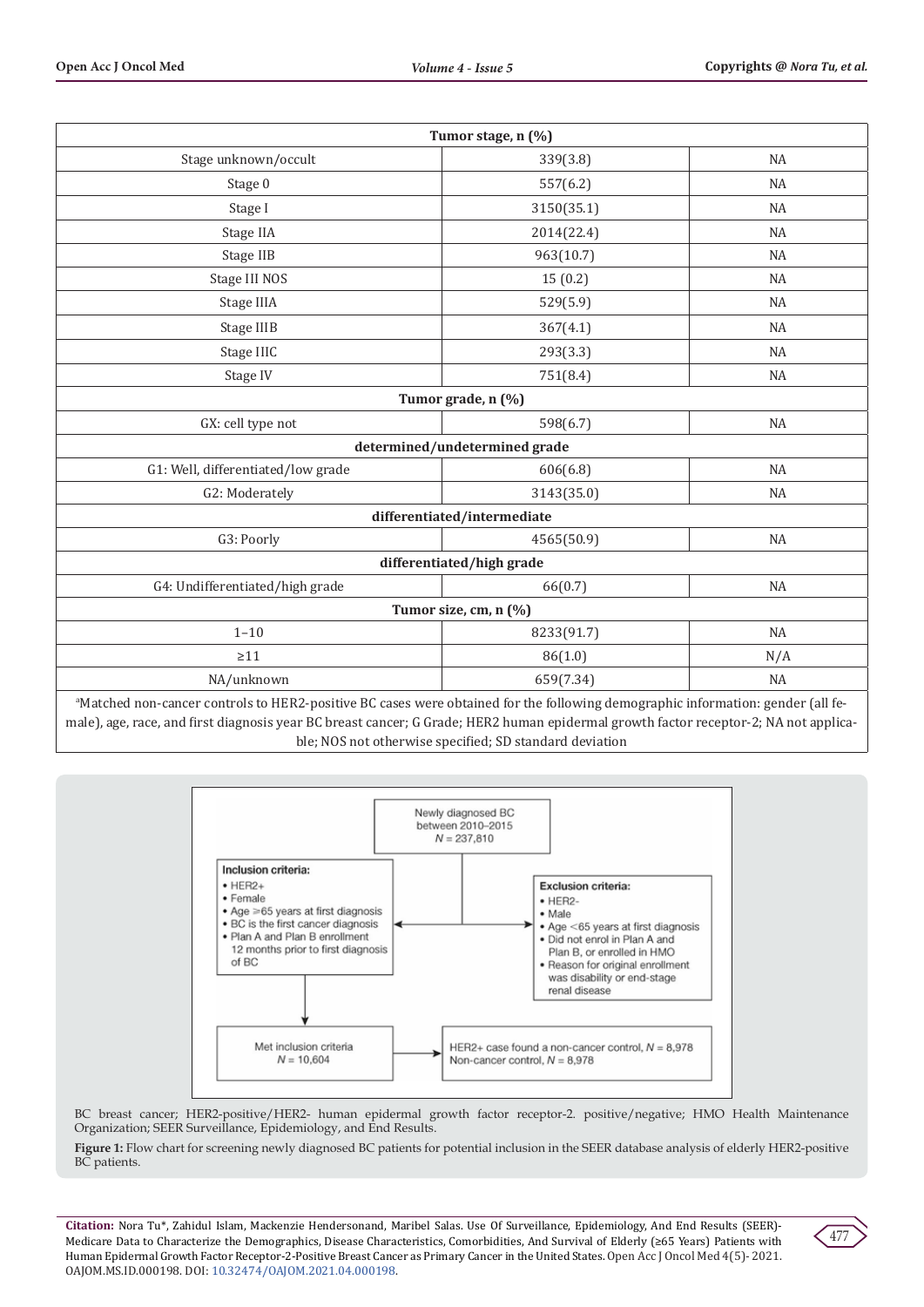| Tumor stage, n (%) | | |
|---|---|---|
| Stage unknown/occult | 339(3.8) | NA |
| Stage 0 | 557(6.2) | NA |
| Stage I | 3150(35.1) | NA |
| Stage IIA | 2014(22.4) | NA |
| Stage IIB | 963(10.7) | NA |
| Stage III NOS | 15 (0.2) | NA |
| Stage IIIA | 529(5.9) | NA |
| Stage IIIB | 367(4.1) | NA |
| Stage IIIC | 293(3.3) | NA |
| Stage IV | 751(8.4) | NA |
| **Tumor grade, n (%)** | | |
| GX: cell type not | 598(6.7) | NA |
| **determined/undetermined grade** | | |
| G1: Well, differentiated/low grade | 606(6.8) | NA |
| G2: Moderately | 3143(35.0) | NA |
| **differentiated/intermediate** | | |
| G3: Poorly | 4565(50.9) | NA |
| **differentiated/high grade** | | |
| G4: Undifferentiated/high grade | 66(0.7) | NA |
| **Tumor size, cm, n (%)** | | |
| 1–10 | 8233(91.7) | NA |
| ≥11 | 86(1.0) | N/A |
| NA/unknown | 659(7.34) | NA |

[a]Matched non-cancer controls to HER2-positive BC cases were obtained for the following demographic information: gender (all female), age, race, and first diagnosis year BC breast cancer; G Grade; HER2 human epidermal growth factor receptor-2; NA not applicable; NOS not otherwise specified; SD standard deviation

Newly diagnosed BC between 2010–2015 $N = 237,810$

**Inclusion criteria:**
- HER2+
- Female
- Age ≥65 years at first diagnosis
- BC is the first cancer diagnosis
- Plan A and Plan B enrollment 12 months prior to first diagnosis of BC

**Exclusion criteria:**
- HER2-
- Male
- Age <65 years at first diagnosis
- Did not enrol in Plan A and Plan B, or enrolled in HMO
- Reason for original enrollment was disability or end-stage renal disease

Met inclusion criteria $N = 10,604$

HER2+ case found a non-cancer control, $N = 8,978$
Non-cancer control, $N = 8,978$

BC breast cancer; HER2-positive/HER2- human epidermal growth factor receptor-2. positive/negative; HMO Health Maintenance Organization; SEER Surveillance, Epidemiology, and End Results.

**Figure 1:** Flow chart for screening newly diagnosed BC patients for potential inclusion in the SEER database analysis of elderly HER2-positive BC patients.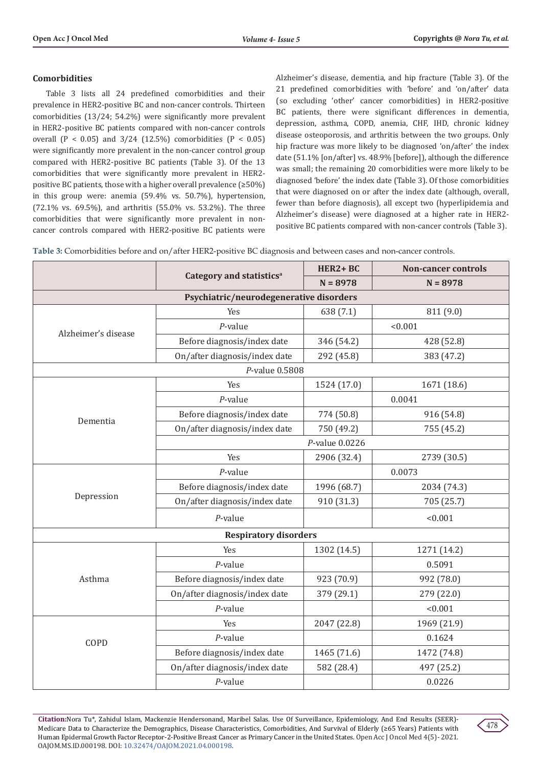### Comorbidities

Table 3 lists all 24 predefined comorbidities and their prevalence in HER2-positive BC and non-cancer controls. Thirteen comorbidities (13/24; 54.2%) were significantly more prevalent in HER2-positive BC patients compared with non-cancer controls overall ($P < 0.05$) and 3/24 (12.5%) comorbidities ($P < 0.05$) were significantly more prevalent in the non-cancer control group compared with HER2-positive BC patients (Table 3). Of the 13 comorbidities that were significantly more prevalent in HER2-positive BC patients, those with a higher overall prevalence (≥50%) in this group were: anemia (59.4% vs. 50.7%), hypertension, (72.1% vs. 69.5%), and arthritis (55.0% vs. 53.2%). The three comorbidities that were significantly more prevalent in non-cancer controls compared with HER2-positive BC patients were Alzheimer's disease, dementia, and hip fracture (Table 3). Of the 21 predefined comorbidities with 'before' and 'on/after' data (so excluding 'other' cancer comorbidities) in HER2-positive BC patients, there were significant differences in dementia, depression, asthma, COPD, anemia, CHF, IHD, chronic kidney disease osteoporosis, and arthritis between the two groups. Only hip fracture was more likely to be diagnosed 'on/after' the index date (51.1% [on/after] vs. 48.9% [before]), although the difference was small; the remaining 20 comorbidities were more likely to be diagnosed 'before' the index date (Table 3). Of those comorbidities that were diagnosed on or after the index date (although, overall, fewer than before diagnosis), all except two (hyperlipidemia and Alzheimer's disease) were diagnosed at a higher rate in HER2-positive BC patients compared with non-cancer controls (Table 3).

**Table 3:** Comorbidities before and on/after HER2-positive BC diagnosis and between cases and non-cancer controls.

| | Category and statistics[a] | HER2+ BC N = 8978 | Non-cancer controls N = 8978 |
|---|---|---|---|
| **Psychiatric/neurodegenerative disorders** | | | |
| Alzheimer's disease | Yes | 638 (7.1) | 811 (9.0) |
| | *P*-value | | <0.001 |
| | Before diagnosis/index date | 346 (54.2) | 428 (52.8) |
| | On/after diagnosis/index date | 292 (45.8) | 383 (47.2) |
| | *P*-value 0.5808 | | |
| Dementia | Yes | 1524 (17.0) | 1671 (18.6) |
| | *P*-value | | 0.0041 |
| | Before diagnosis/index date | 774 (50.8) | 916 (54.8) |
| | On/after diagnosis/index date | 750 (49.2) | 755 (45.2) |
| | *P*-value 0.0226 | | |
| Depression | Yes | 2906 (32.4) | 2739 (30.5) |
| | *P*-value | | 0.0073 |
| | Before diagnosis/index date | 1996 (68.7) | 2034 (74.3) |
| | On/after diagnosis/index date | 910 (31.3) | 705 (25.7) |
| | *P*-value | | <0.001 |
| **Respiratory disorders** | | | |
| Asthma | Yes | 1302 (14.5) | 1271 (14.2) |
| | *P*-value | | 0.5091 |
| | Before diagnosis/index date | 923 (70.9) | 992 (78.0) |
| | On/after diagnosis/index date | 379 (29.1) | 279 (22.0) |
| | *P*-value | | <0.001 |
| COPD | Yes | 2047 (22.8) | 1969 (21.9) |
| | *P*-value | | 0.1624 |
| | Before diagnosis/index date | 1465 (71.6) | 1472 (74.8) |
| | On/after diagnosis/index date | 582 (28.4) | 497 (25.2) |
| | *P*-value | | 0.0226 |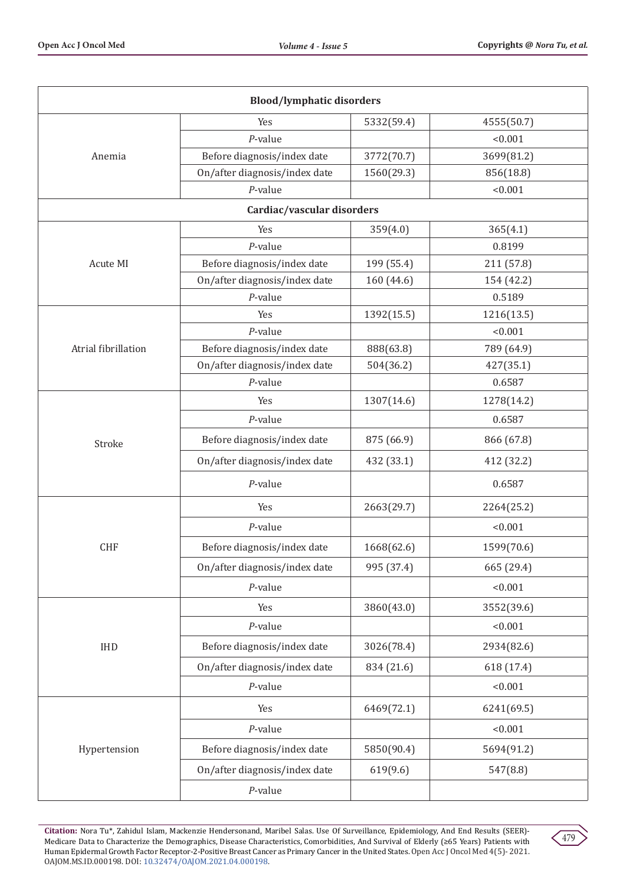| | | | |
|---|---|---|---|
| **Blood/lymphatic disorders** | | | |
| Anemia | Yes | 5332(59.4) | 4555(50.7) |
| | *P*-value | | <0.001 |
| | Before diagnosis/index date | 3772(70.7) | 3699(81.2) |
| | On/after diagnosis/index date | 1560(29.3) | 856(18.8) |
| | *P*-value | | <0.001 |
| **Cardiac/vascular disorders** | | | |
| Acute MI | Yes | 359(4.0) | 365(4.1) |
| | *P*-value | | 0.8199 |
| | Before diagnosis/index date | 199 (55.4) | 211 (57.8) |
| | On/after diagnosis/index date | 160 (44.6) | 154 (42.2) |
| | *P*-value | | 0.5189 |
| Atrial fibrillation | Yes | 1392(15.5) | 1216(13.5) |
| | *P*-value | | <0.001 |
| | Before diagnosis/index date | 888(63.8) | 789 (64.9) |
| | On/after diagnosis/index date | 504(36.2) | 427(35.1) |
| | *P*-value | | 0.6587 |
| Stroke | Yes | 1307(14.6) | 1278(14.2) |
| | *P*-value | | 0.6587 |
| | Before diagnosis/index date | 875 (66.9) | 866 (67.8) |
| | On/after diagnosis/index date | 432 (33.1) | 412 (32.2) |
| | *P*-value | | 0.6587 |
| CHF | Yes | 2663(29.7) | 2264(25.2) |
| | *P*-value | | <0.001 |
| | Before diagnosis/index date | 1668(62.6) | 1599(70.6) |
| | On/after diagnosis/index date | 995 (37.4) | 665 (29.4) |
| | *P*-value | | <0.001 |
| IHD | Yes | 3860(43.0) | 3552(39.6) |
| | *P*-value | | <0.001 |
| | Before diagnosis/index date | 3026(78.4) | 2934(82.6) |
| | On/after diagnosis/index date | 834 (21.6) | 618 (17.4) |
| | *P*-value | | <0.001 |
| Hypertension | Yes | 6469(72.1) | 6241(69.5) |
| | *P*-value | | <0.001 |
| | Before diagnosis/index date | 5850(90.4) | 5694(91.2) |
| | On/after diagnosis/index date | 619(9.6) | 547(8.8) |
| | *P*-value | | |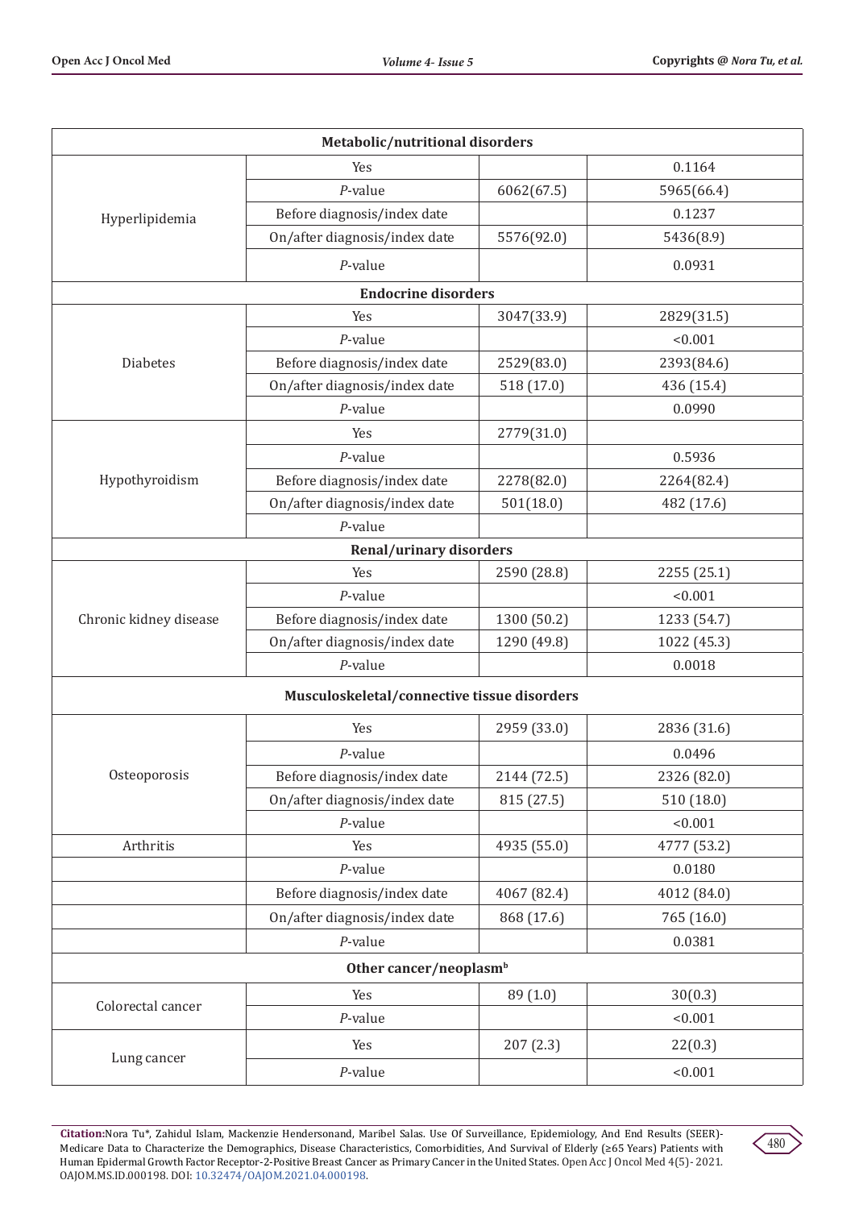| | | | |
|---|---|---|---|
| **Metabolic/nutritional disorders** | | | |
| Hyperlipidemia | Yes | | 0.1164 |
| | *P*-value | 6062(67.5) | 5965(66.4) |
| | Before diagnosis/index date | | 0.1237 |
| | On/after diagnosis/index date | 5576(92.0) | 5436(8.9) |
| | *P*-value | | 0.0931 |
| **Endocrine disorders** | | | |
| Diabetes | Yes | 3047(33.9) | 2829(31.5) |
| | *P*-value | | <0.001 |
| | Before diagnosis/index date | 2529(83.0) | 2393(84.6) |
| | On/after diagnosis/index date | 518 (17.0) | 436 (15.4) |
| | *P*-value | | 0.0990 |
| Hypothyroidism | Yes | 2779(31.0) | |
| | *P*-value | | 0.5936 |
| | Before diagnosis/index date | 2278(82.0) | 2264(82.4) |
| | On/after diagnosis/index date | 501(18.0) | 482 (17.6) |
| | *P*-value | | |
| **Renal/urinary disorders** | | | |
| Chronic kidney disease | Yes | 2590 (28.8) | 2255 (25.1) |
| | *P*-value | | <0.001 |
| | Before diagnosis/index date | 1300 (50.2) | 1233 (54.7) |
| | On/after diagnosis/index date | 1290 (49.8) | 1022 (45.3) |
| | *P*-value | | 0.0018 |
| **Musculoskeletal/connective tissue disorders** | | | |
| Osteoporosis | Yes | 2959 (33.0) | 2836 (31.6) |
| | *P*-value | | 0.0496 |
| | Before diagnosis/index date | 2144 (72.5) | 2326 (82.0) |
| | On/after diagnosis/index date | 815 (27.5) | 510 (18.0) |
| | *P*-value | | <0.001 |
| Arthritis | Yes | 4935 (55.0) | 4777 (53.2) |
| | *P*-value | | 0.0180 |
| | Before diagnosis/index date | 4067 (82.4) | 4012 (84.0) |
| | On/after diagnosis/index date | 868 (17.6) | 765 (16.0) |
| | *P*-value | | 0.0381 |
| **Other cancer/neoplasm[b]** | | | |
| Colorectal cancer | Yes | 89 (1.0) | 30(0.3) |
| | *P*-value | | <0.001 |
| Lung cancer | Yes | 207 (2.3) | 22(0.3) |
| | *P*-value | | <0.001 |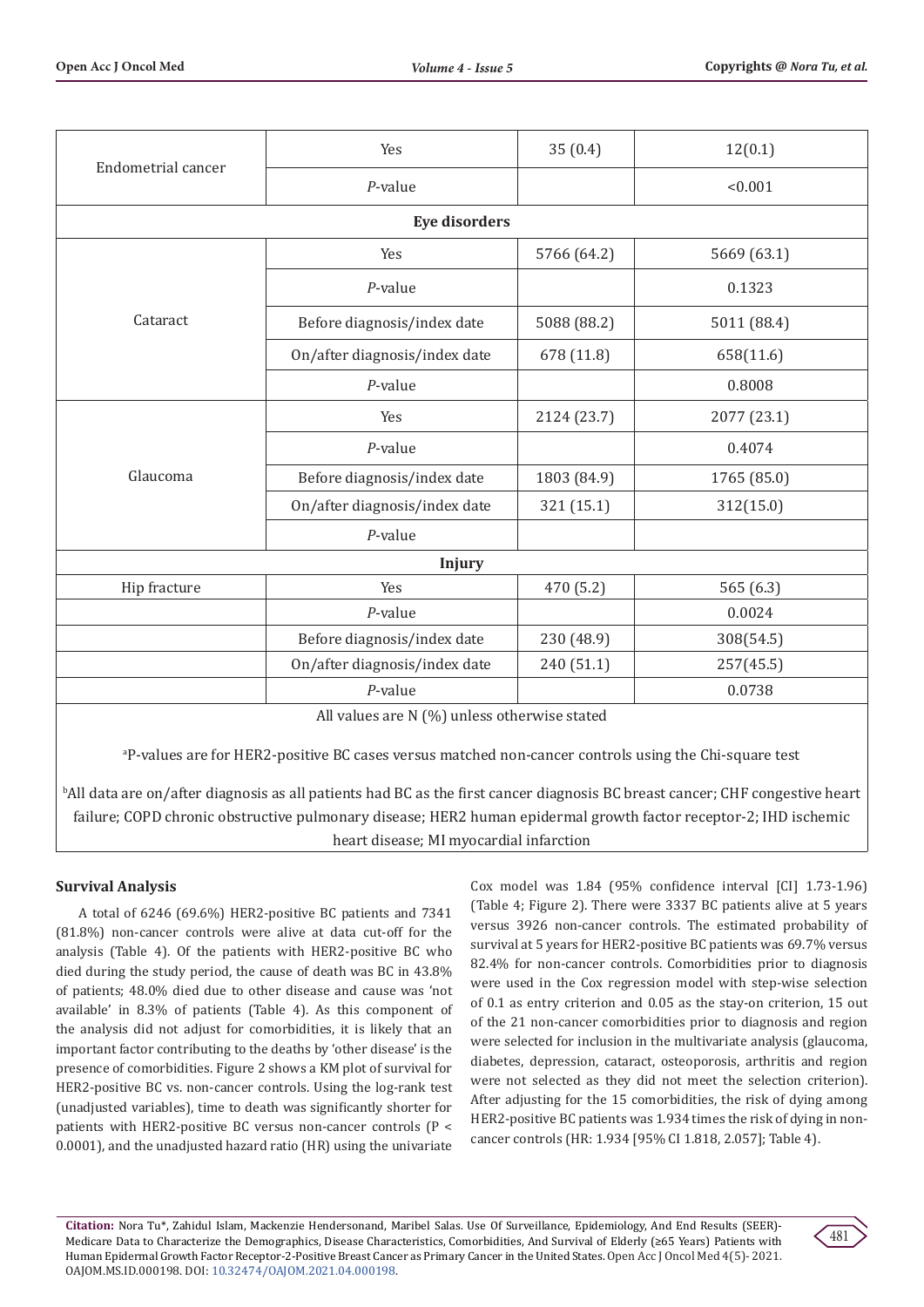| | | | |
|---|---|---|---|
| Endometrial cancer | Yes | 35 (0.4) | 12(0.1) |
| | *P*-value | | <0.001 |
| **Eye disorders** | | | |
| Cataract | Yes | 5766 (64.2) | 5669 (63.1) |
| | *P*-value | | 0.1323 |
| | Before diagnosis/index date | 5088 (88.2) | 5011 (88.4) |
| | On/after diagnosis/index date | 678 (11.8) | 658(11.6) |
| | *P*-value | | 0.8008 |
| Glaucoma | Yes | 2124 (23.7) | 2077 (23.1) |
| | *P*-value | | 0.4074 |
| | Before diagnosis/index date | 1803 (84.9) | 1765 (85.0) |
| | On/after diagnosis/index date | 321 (15.1) | 312(15.0) |
| | *P*-value | | |
| **Injury** | | | |
| Hip fracture | Yes | 470 (5.2) | 565 (6.3) |
| | *P*-value | | 0.0024 |
| | Before diagnosis/index date | 230 (48.9) | 308(54.5) |
| | On/after diagnosis/index date | 240 (51.1) | 257(45.5) |
| | *P*-value | | 0.0738 |

All values are N (%) unless otherwise stated

[a]P-values are for HER2-positive BC cases versus matched non-cancer controls using the Chi-square test

[b]All data are on/after diagnosis as all patients had BC as the first cancer diagnosis BC breast cancer; CHF congestive heart failure; COPD chronic obstructive pulmonary disease; HER2 human epidermal growth factor receptor-2; IHD ischemic heart disease; MI myocardial infarction

### Survival Analysis

A total of 6246 (69.6%) HER2-positive BC patients and 7341 (81.8%) non-cancer controls were alive at data cut-off for the analysis (Table 4). Of the patients with HER2-positive BC who died during the study period, the cause of death was BC in 43.8% of patients; 48.0% died due to other disease and cause was 'not available' in 8.3% of patients (Table 4). As this component of the analysis did not adjust for comorbidities, it is likely that an important factor contributing to the deaths by 'other disease' is the presence of comorbidities. Figure 2 shows a KM plot of survival for HER2-positive BC vs. non-cancer controls. Using the log-rank test (unadjusted variables), time to death was significantly shorter for patients with HER2-positive BC versus non-cancer controls ($P < 0.0001$), and the unadjusted hazard ratio (HR) using the univariate Cox model was 1.84 (95% confidence interval [CI] 1.73-1.96) (Table 4; Figure 2). There were 3337 BC patients alive at 5 years versus 3926 non-cancer controls. The estimated probability of survival at 5 years for HER2-positive BC patients was 69.7% versus 82.4% for non-cancer controls. Comorbidities prior to diagnosis were used in the Cox regression model with step-wise selection of 0.1 as entry criterion and 0.05 as the stay-on criterion, 15 out of the 21 non-cancer comorbidities prior to diagnosis and region were selected for inclusion in the multivariate analysis (glaucoma, diabetes, depression, cataract, osteoporosis, arthritis and region were not selected as they did not meet the selection criterion). After adjusting for the 15 comorbidities, the risk of dying among HER2-positive BC patients was 1.934 times the risk of dying in non-cancer controls (HR: 1.934 [95% CI 1.818, 2.057]; Table 4).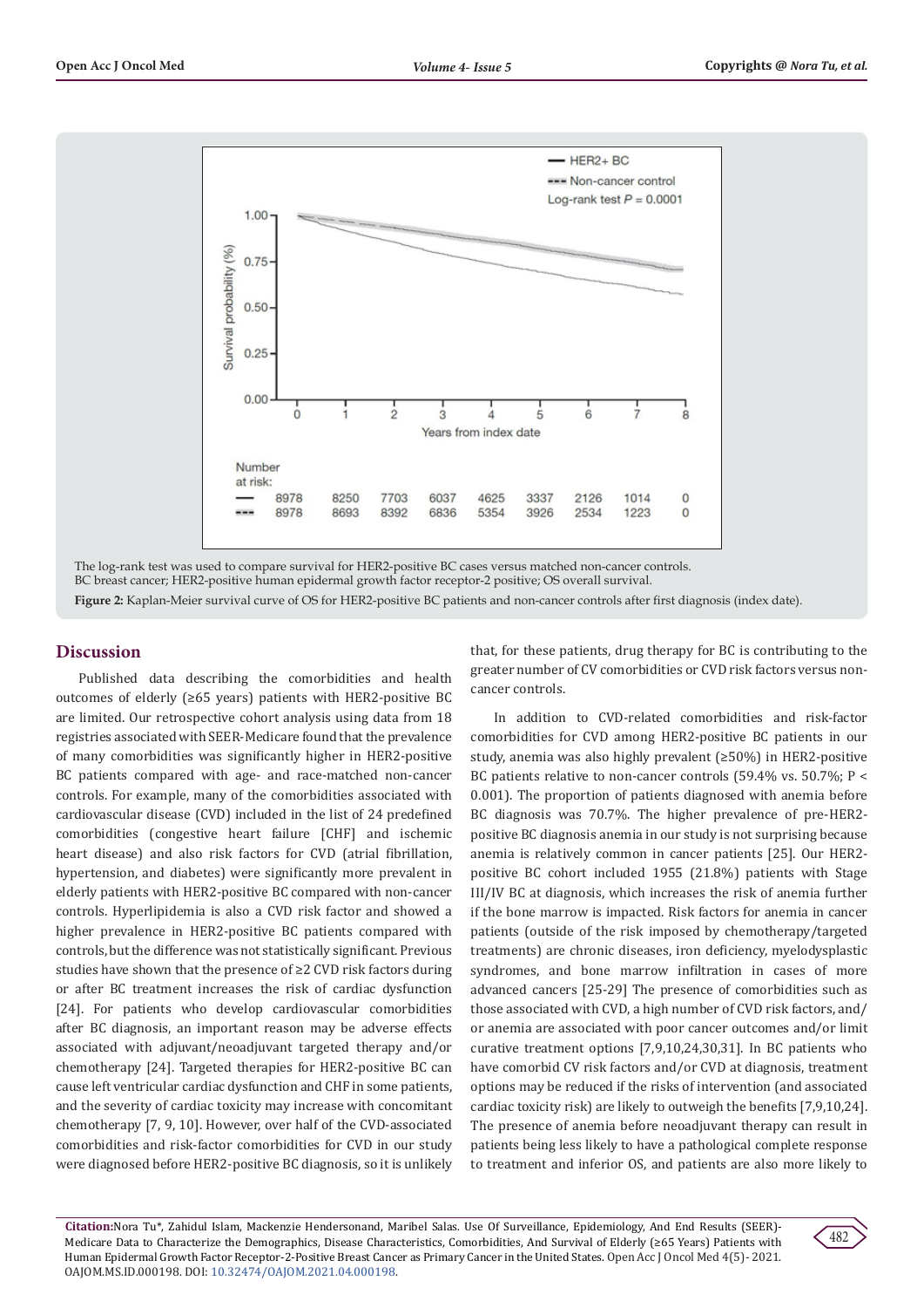The log-rank test was used to compare survival for HER2-positive BC cases versus matched non-cancer controls.
BC breast cancer; HER2-positive human epidermal growth factor receptor-2 positive; OS overall survival.

**Figure 2:** Kaplan-Meier survival curve of OS for HER2-positive BC patients and non-cancer controls after first diagnosis (index date).

## Discussion

Published data describing the comorbidities and health outcomes of elderly (≥65 years) patients with HER2-positive BC are limited. Our retrospective cohort analysis using data from 18 registries associated with SEER-Medicare found that the prevalence of many comorbidities was significantly higher in HER2-positive BC patients compared with age- and race-matched non-cancer controls. For example, many of the comorbidities associated with cardiovascular disease (CVD) included in the list of 24 predefined comorbidities (congestive heart failure [CHF] and ischemic heart disease) and also risk factors for CVD (atrial fibrillation, hypertension, and diabetes) were significantly more prevalent in elderly patients with HER2-positive BC compared with non-cancer controls. Hyperlipidemia is also a CVD risk factor and showed a higher prevalence in HER2-positive BC patients compared with controls, but the difference was not statistically significant. Previous studies have shown that the presence of ≥2 CVD risk factors during or after BC treatment increases the risk of cardiac dysfunction [24]. For patients who develop cardiovascular comorbidities after BC diagnosis, an important reason may be adverse effects associated with adjuvant/neoadjuvant targeted therapy and/or chemotherapy [24]. Targeted therapies for HER2-positive BC can cause left ventricular cardiac dysfunction and CHF in some patients, and the severity of cardiac toxicity may increase with concomitant chemotherapy [7, 9, 10]. However, over half of the CVD-associated comorbidities and risk-factor comorbidities for CVD in our study were diagnosed before HER2-positive BC diagnosis, so it is unlikely that, for these patients, drug therapy for BC is contributing to the greater number of CV comorbidities or CVD risk factors versus non-cancer controls.

In addition to CVD-related comorbidities and risk-factor comorbidities for CVD among HER2-positive BC patients in our study, anemia was also highly prevalent (≥50%) in HER2-positive BC patients relative to non-cancer controls (59.4% vs. 50.7%; P < 0.001). The proportion of patients diagnosed with anemia before BC diagnosis was 70.7%. The higher prevalence of pre-HER2-positive BC diagnosis anemia in our study is not surprising because anemia is relatively common in cancer patients [25]. Our HER2-positive BC cohort included 1955 (21.8%) patients with Stage III/IV BC at diagnosis, which increases the risk of anemia further if the bone marrow is impacted. Risk factors for anemia in cancer patients (outside of the risk imposed by chemotherapy/targeted treatments) are chronic diseases, iron deficiency, myelodysplastic syndromes, and bone marrow infiltration in cases of more advanced cancers [25-29] The presence of comorbidities such as those associated with CVD, a high number of CVD risk factors, and/or anemia are associated with poor cancer outcomes and/or limit curative treatment options [7,9,10,24,30,31]. In BC patients who have comorbid CV risk factors and/or CVD at diagnosis, treatment options may be reduced if the risks of intervention (and associated cardiac toxicity risk) are likely to outweigh the benefits [7,9,10,24]. The presence of anemia before neoadjuvant therapy can result in patients being less likely to have a pathological complete response to treatment and inferior OS, and patients are also more likely to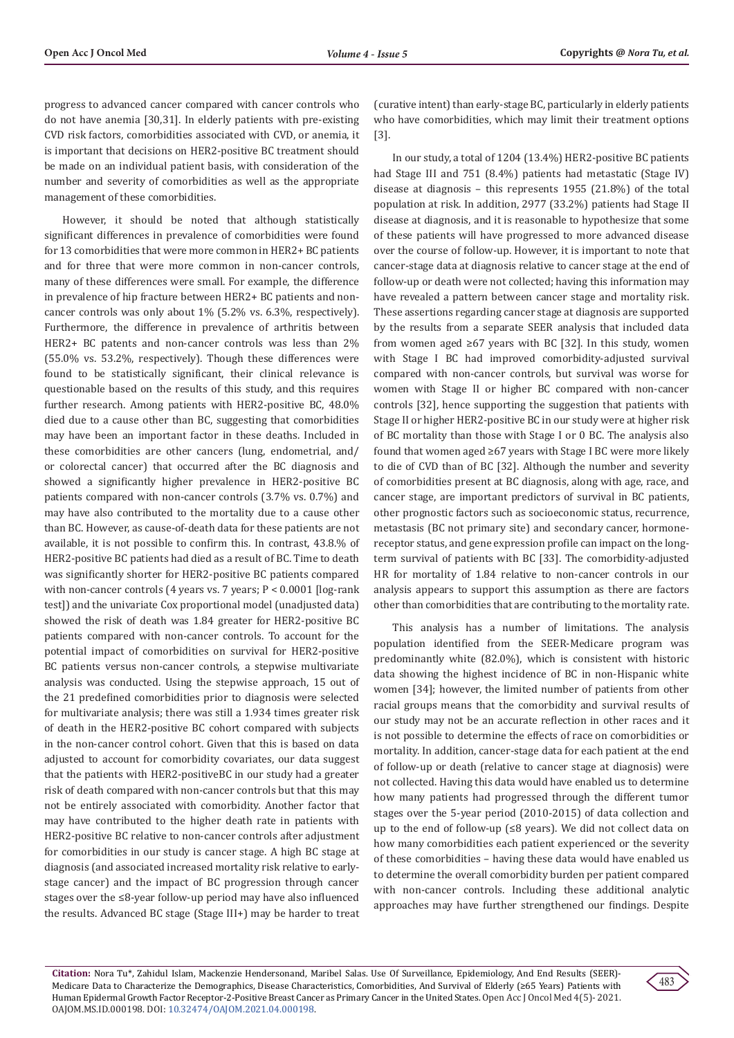progress to advanced cancer compared with cancer controls who do not have anemia [30,31]. In elderly patients with pre-existing CVD risk factors, comorbidities associated with CVD, or anemia, it is important that decisions on HER2-positive BC treatment should be made on an individual patient basis, with consideration of the number and severity of comorbidities as well as the appropriate management of these comorbidities.

However, it should be noted that although statistically significant differences in prevalence of comorbidities were found for 13 comorbidities that were more common in HER2+ BC patients and for three that were more common in non-cancer controls, many of these differences were small. For example, the difference in prevalence of hip fracture between HER2+ BC patients and non-cancer controls was only about 1% (5.2% vs. 6.3%, respectively). Furthermore, the difference in prevalence of arthritis between HER2+ BC patents and non-cancer controls was less than 2% (55.0% vs. 53.2%, respectively). Though these differences were found to be statistically significant, their clinical relevance is questionable based on the results of this study, and this requires further research. Among patients with HER2-positive BC, 48.0% died due to a cause other than BC, suggesting that comorbidities may have been an important factor in these deaths. Included in these comorbidities are other cancers (lung, endometrial, and/or colorectal cancer) that occurred after the BC diagnosis and showed a significantly higher prevalence in HER2-positive BC patients compared with non-cancer controls (3.7% vs. 0.7%) and may have also contributed to the mortality due to a cause other than BC. However, as cause-of-death data for these patients are not available, it is not possible to confirm this. In contrast, 43.8% of HER2-positive BC patients had died as a result of BC. Time to death was significantly shorter for HER2-positive BC patients compared with non-cancer controls (4 years vs. 7 years; $P < 0.0001$ [log-rank test]) and the univariate Cox proportional model (unadjusted data) showed the risk of death was 1.84 greater for HER2-positive BC patients compared with non-cancer controls. To account for the potential impact of comorbidities on survival for HER2-positive BC patients versus non-cancer controls, a stepwise multivariate analysis was conducted. Using the stepwise approach, 15 out of the 21 predefined comorbidities prior to diagnosis were selected for multivariate analysis; there was still a 1.934 times greater risk of death in the HER2-positive BC cohort compared with subjects in the non-cancer control cohort. Given that this is based on data adjusted to account for comorbidity covariates, our data suggest that the patients with HER2-positiveBC in our study had a greater risk of death compared with non-cancer controls but that this may not be entirely associated with comorbidity. Another factor that may have contributed to the higher death rate in patients with HER2-positive BC relative to non-cancer controls after adjustment for comorbidities in our study is cancer stage. A high BC stage at diagnosis (and associated increased mortality risk relative to early-stage cancer) and the impact of BC progression through cancer stages over the ≤8-year follow-up period may have also influenced the results. Advanced BC stage (Stage III+) may be harder to treat (curative intent) than early-stage BC, particularly in elderly patients who have comorbidities, which may limit their treatment options [3].

In our study, a total of 1204 (13.4%) HER2-positive BC patients had Stage III and 751 (8.4%) patients had metastatic (Stage IV) disease at diagnosis – this represents 1955 (21.8%) of the total population at risk. In addition, 2977 (33.2%) patients had Stage II disease at diagnosis, and it is reasonable to hypothesize that some of these patients will have progressed to more advanced disease over the course of follow-up. However, it is important to note that cancer-stage data at diagnosis relative to cancer stage at the end of follow-up or death were not collected; having this information may have revealed a pattern between cancer stage and mortality risk. These assertions regarding cancer stage at diagnosis are supported by the results from a separate SEER analysis that included data from women aged ≥67 years with BC [32]. In this study, women with Stage I BC had improved comorbidity-adjusted survival compared with non-cancer controls, but survival was worse for women with Stage II or higher BC compared with non-cancer controls [32], hence supporting the suggestion that patients with Stage II or higher HER2-positive BC in our study were at higher risk of BC mortality than those with Stage I or 0 BC. The analysis also found that women aged ≥67 years with Stage I BC were more likely to die of CVD than of BC [32]. Although the number and severity of comorbidities present at BC diagnosis, along with age, race, and cancer stage, are important predictors of survival in BC patients, other prognostic factors such as socioeconomic status, recurrence, metastasis (BC not primary site) and secondary cancer, hormone-receptor status, and gene expression profile can impact on the long-term survival of patients with BC [33]. The comorbidity-adjusted HR for mortality of 1.84 relative to non-cancer controls in our analysis appears to support this assumption as there are factors other than comorbidities that are contributing to the mortality rate.

This analysis has a number of limitations. The analysis population identified from the SEER-Medicare program was predominantly white (82.0%), which is consistent with historic data showing the highest incidence of BC in non-Hispanic white women [34]; however, the limited number of patients from other racial groups means that the comorbidity and survival results of our study may not be an accurate reflection in other races and it is not possible to determine the effects of race on comorbidities or mortality. In addition, cancer-stage data for each patient at the end of follow-up or death (relative to cancer stage at diagnosis) were not collected. Having this data would have enabled us to determine how many patients had progressed through the different tumor stages over the 5-year period (2010-2015) of data collection and up to the end of follow-up (≤8 years). We did not collect data on how many comorbidities each patient experienced or the severity of these comorbidities – having these data would have enabled us to determine the overall comorbidity burden per patient compared with non-cancer controls. Including these additional analytic approaches may have further strengthened our findings. Despite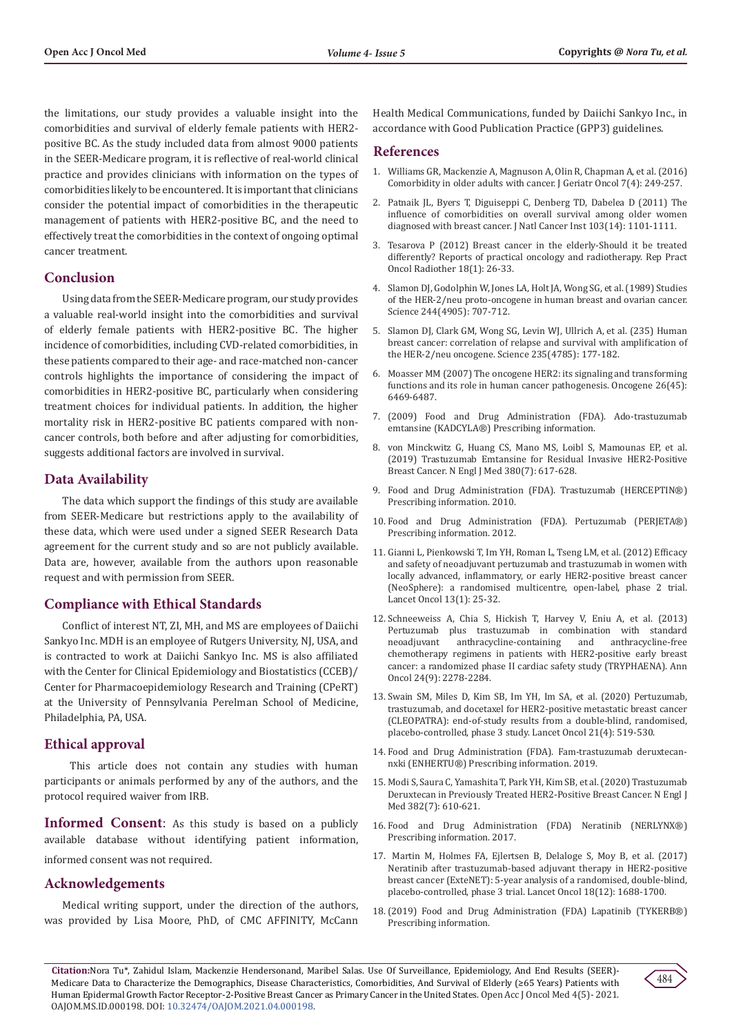the limitations, our study provides a valuable insight into the comorbidities and survival of elderly female patients with HER2-positive BC. As the study included data from almost 9000 patients in the SEER-Medicare program, it is reflective of real-world clinical practice and provides clinicians with information on the types of comorbidities likely to be encountered. It is important that clinicians consider the potential impact of comorbidities in the therapeutic management of patients with HER2-positive BC, and the need to effectively treat the comorbidities in the context of ongoing optimal cancer treatment.

## Conclusion

Using data from the SEER-Medicare program, our study provides a valuable real-world insight into the comorbidities and survival of elderly female patients with HER2-positive BC. The higher incidence of comorbidities, including CVD-related comorbidities, in these patients compared to their age- and race-matched non-cancer controls highlights the importance of considering the impact of comorbidities in HER2-positive BC, particularly when considering treatment choices for individual patients. In addition, the higher mortality risk in HER2-positive BC patients compared with non-cancer controls, both before and after adjusting for comorbidities, suggests additional factors are involved in survival.

## Data Availability

The data which support the findings of this study are available from SEER-Medicare but restrictions apply to the availability of these data, which were used under a signed SEER Research Data agreement for the current study and so are not publicly available. Data are, however, available from the authors upon reasonable request and with permission from SEER.

## Compliance with Ethical Standards

Conflict of interest NT, ZI, MH, and MS are employees of Daiichi Sankyo Inc. MDH is an employee of Rutgers University, NJ, USA, and is contracted to work at Daiichi Sankyo Inc. MS is also affiliated with the Center for Clinical Epidemiology and Biostatistics (CCEB)/ Center for Pharmacoepidemiology Research and Training (CPeRT) at the University of Pennsylvania Perelman School of Medicine, Philadelphia, PA, USA.

## Ethical approval

This article does not contain any studies with human participants or animals performed by any of the authors, and the protocol required waiver from IRB.

**Informed Consent**: As this study is based on a publicly available database without identifying patient information, informed consent was not required.

## Acknowledgements

Medical writing support, under the direction of the authors, was provided by Lisa Moore, PhD, of CMC AFFINITY, McCann Health Medical Communications, funded by Daiichi Sankyo Inc., in accordance with Good Publication Practice (GPP3) guidelines.

## References

1. Williams GR, Mackenzie A, Magnuson A, Olin R, Chapman A, et al. (2016) Comorbidity in older adults with cancer. J Geriatr Oncol 7(4): 249-257.
2. Patnaik JL, Byers T, Diguiseppi C, Denberg TD, Dabelea D (2011) The influence of comorbidities on overall survival among older women diagnosed with breast cancer. J Natl Cancer Inst 103(14): 1101-1111.
3. Tesarova P (2012) Breast cancer in the elderly-Should it be treated differently? Reports of practical oncology and radiotherapy. Rep Pract Oncol Radiother 18(1): 26-33.
4. Slamon DJ, Godolphin W, Jones LA, Holt JA, Wong SG, et al. (1989) Studies of the HER-2/neu proto-oncogene in human breast and ovarian cancer. Science 244(4905): 707-712.
5. Slamon DJ, Clark GM, Wong SG, Levin WJ, Ullrich A, et al. (235) Human breast cancer: correlation of relapse and survival with amplification of the HER-2/neu oncogene. Science 235(4785): 177-182.
6. Moasser MM (2007) The oncogene HER2: its signaling and transforming functions and its role in human cancer pathogenesis. Oncogene 26(45): 6469-6487.
7. (2009) Food and Drug Administration (FDA). Ado-trastuzumab emtansine (KADCYLA®) Prescribing information.
8. von Minckwitz G, Huang CS, Mano MS, Loibl S, Mamounas EP, et al. (2019) Trastuzumab Emtansine for Residual Invasive HER2-Positive Breast Cancer. N Engl J Med 380(7): 617-628.
9. Food and Drug Administration (FDA). Trastuzumab (HERCEPTIN®) Prescribing information. 2010.
10. Food and Drug Administration (FDA). Pertuzumab (PERJETA®) Prescribing information. 2012.
11. Gianni L, Pienkowski T, Im YH, Roman L, Tseng LM, et al. (2012) Efficacy and safety of neoadjuvant pertuzumab and trastuzumab in women with locally advanced, inflammatory, or early HER2-positive breast cancer (NeoSphere): a randomised multicentre, open-label, phase 2 trial. Lancet Oncol 13(1): 25-32.
12. Schneeweiss A, Chia S, Hickish T, Harvey V, Eniu A, et al. (2013) Pertuzumab plus trastuzumab in combination with standard neoadjuvant anthracycline-containing and anthracycline-free chemotherapy regimens in patients with HER2-positive early breast cancer: a randomized phase II cardiac safety study (TRYPHAENA). Ann Oncol 24(9): 2278-2284.
13. Swain SM, Miles D, Kim SB, Im YH, Im SA, et al. (2020) Pertuzumab, trastuzumab, and docetaxel for HER2-positive metastatic breast cancer (CLEOPATRA): end-of-study results from a double-blind, randomised, placebo-controlled, phase 3 study. Lancet Oncol 21(4): 519-530.
14. Food and Drug Administration (FDA). Fam-trastuzumab deruxtecan-nxki (ENHERTU®) Prescribing information. 2019.
15. Modi S, Saura C, Yamashita T, Park YH, Kim SB, et al. (2020) Trastuzumab Deruxtecan in Previously Treated HER2-Positive Breast Cancer. N Engl J Med 382(7): 610-621.
16. Food and Drug Administration (FDA) Neratinib (NERLYNX®) Prescribing information. 2017.
17. Martin M, Holmes FA, Ejlertsen B, Delaloge S, Moy B, et al. (2017) Neratinib after trastuzumab-based adjuvant therapy in HER2-positive breast cancer (ExteNET): 5-year analysis of a randomised, double-blind, placebo-controlled, phase 3 trial. Lancet Oncol 18(12): 1688-1700.
18. (2019) Food and Drug Administration (FDA) Lapatinib (TYKERB®) Prescribing information.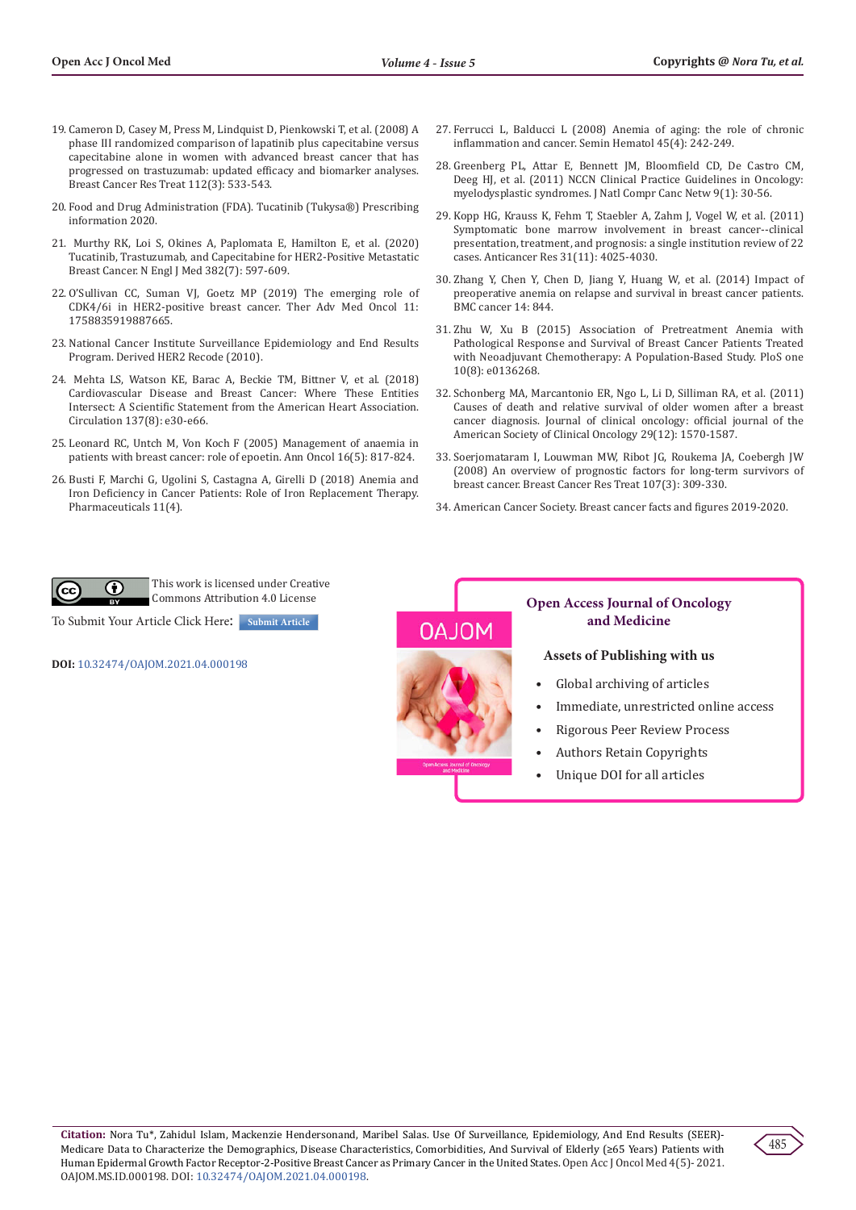19. Cameron D, Casey M, Press M, Lindquist D, Pienkowski T, et al. (2008) A phase III randomized comparison of lapatinib plus capecitabine versus capecitabine alone in women with advanced breast cancer that has progressed on trastuzumab: updated efficacy and biomarker analyses. Breast Cancer Res Treat 112(3): 533-543.
20. Food and Drug Administration (FDA). Tucatinib (Tukysa®) Prescribing information 2020.
21. Murthy RK, Loi S, Okines A, Paplomata E, Hamilton E, et al. (2020) Tucatinib, Trastuzumab, and Capecitabine for HER2-Positive Metastatic Breast Cancer. N Engl J Med 382(7): 597-609.
22. O'Sullivan CC, Suman VJ, Goetz MP (2019) The emerging role of CDK4/6i in HER2-positive breast cancer. Ther Adv Med Oncol 11: 1758835919887665.
23. National Cancer Institute Surveillance Epidemiology and End Results Program. Derived HER2 Recode (2010).
24. Mehta LS, Watson KE, Barac A, Beckie TM, Bittner V, et al. (2018) Cardiovascular Disease and Breast Cancer: Where These Entities Intersect: A Scientific Statement from the American Heart Association. Circulation 137(8): e30-e66.
25. Leonard RC, Untch M, Von Koch F (2005) Management of anaemia in patients with breast cancer: role of epoetin. Ann Oncol 16(5): 817-824.
26. Busti F, Marchi G, Ugolini S, Castagna A, Girelli D (2018) Anemia and Iron Deficiency in Cancer Patients: Role of Iron Replacement Therapy. Pharmaceuticals 11(4).
27. Ferrucci L, Balducci L (2008) Anemia of aging: the role of chronic inflammation and cancer. Semin Hematol 45(4): 242-249.
28. Greenberg PL, Attar E, Bennett JM, Bloomfield CD, De Castro CM, Deeg HJ, et al. (2011) NCCN Clinical Practice Guidelines in Oncology: myelodysplastic syndromes. J Natl Compr Canc Netw 9(1): 30-56.
29. Kopp HG, Krauss K, Fehm T, Staebler A, Zahm J, Vogel W, et al. (2011) Symptomatic bone marrow involvement in breast cancer--clinical presentation, treatment, and prognosis: a single institution review of 22 cases. Anticancer Res 31(11): 4025-4030.
30. Zhang Y, Chen Y, Chen D, Jiang Y, Huang W, et al. (2014) Impact of preoperative anemia on relapse and survival in breast cancer patients. BMC cancer 14: 844.
31. Zhu W, Xu B (2015) Association of Pretreatment Anemia with Pathological Response and Survival of Breast Cancer Patients Treated with Neoadjuvant Chemotherapy: A Population-Based Study. PloS one 10(8): e0136268.
32. Schonberg MA, Marcantonio ER, Ngo L, Li D, Silliman RA, et al. (2011) Causes of death and relative survival of older women after a breast cancer diagnosis. Journal of clinical oncology: official journal of the American Society of Clinical Oncology 29(12): 1570-1587.
33. Soerjomataram I, Louwman MW, Ribot JG, Roukema JA, Coebergh JW (2008) An overview of prognostic factors for long-term survivors of breast cancer. Breast Cancer Res Treat 107(3): 309-330.
34. American Cancer Society. Breast cancer facts and figures 2019-2020.

This work is licensed under Creative Commons Attribution 4.0 License

To Submit Your Article Click Here: Submit Article

**DOI:** 10.32474/OAJOM.2021.04.000198

**Open Access Journal of Oncology and Medicine**

**Assets of Publishing with us**

- Global archiving of articles
- Immediate, unrestricted online access
- Rigorous Peer Review Process
- Authors Retain Copyrights
- Unique DOI for all articles

**Citation:** Nora Tu*, Zahidul Islam, Mackenzie Hendersonand, Maribel Salas. Use Of Surveillance, Epidemiology, And End Results (SEER)-Medicare Data to Characterize the Demographics, Disease Characteristics, Comorbidities, And Survival of Elderly (≥65 Years) Patients with Human Epidermal Growth Factor Receptor-2-Positive Breast Cancer as Primary Cancer in the United States. Open Acc J Oncol Med 4(5)- 2021. OAJOM.MS.ID.000198. DOI: 10.32474/OAJOM.2021.04.000198.